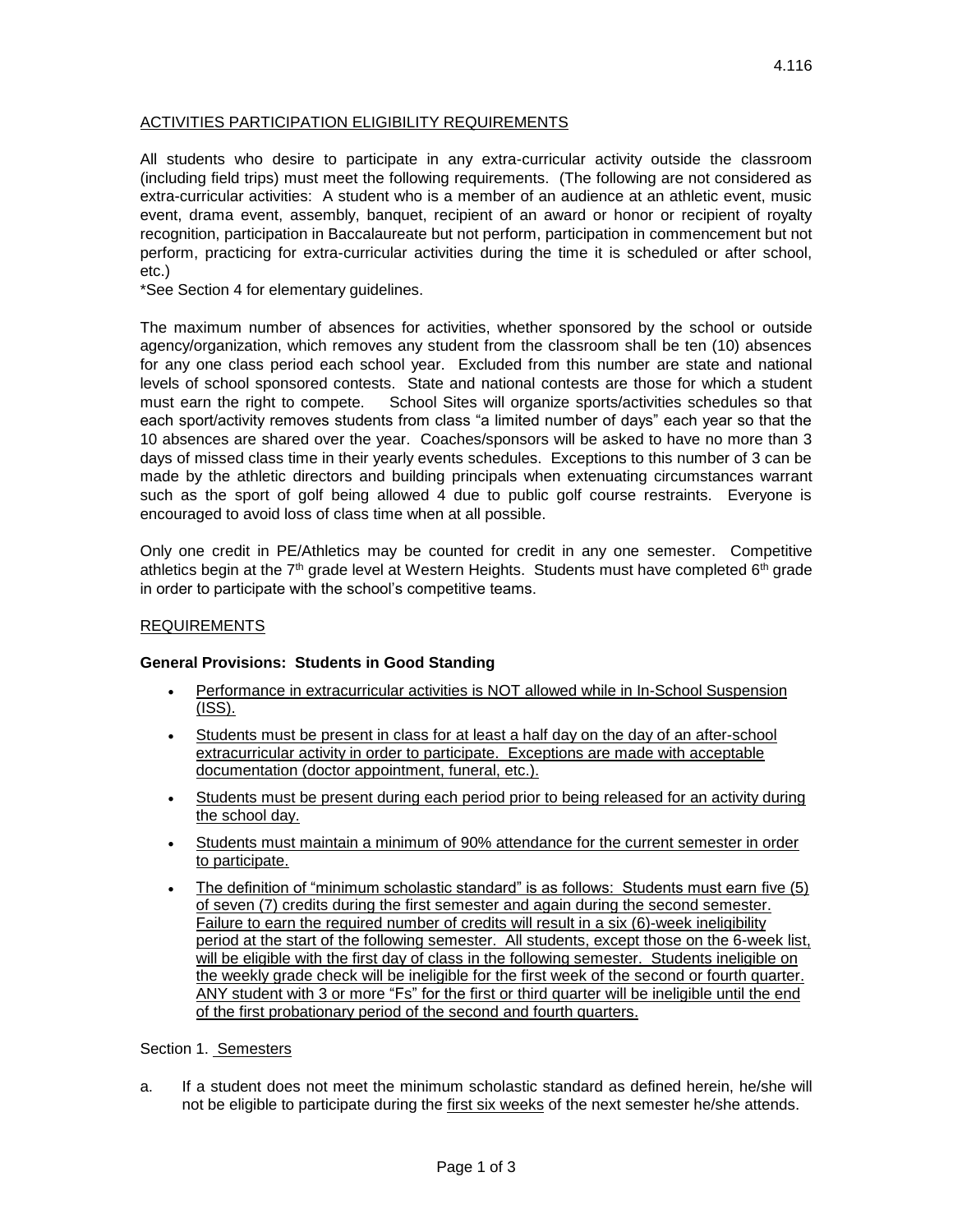4.116

## ACTIVITIES PARTICIPATION ELIGIBILITY REQUIREMENTS

All students who desire to participate in any extra-curricular activity outside the classroom (including field trips) must meet the following requirements. (The following are not considered as extra-curricular activities: A student who is a member of an audience at an athletic event, music event, drama event, assembly, banquet, recipient of an award or honor or recipient of royalty recognition, participation in Baccalaureate but not perform, participation in commencement but not perform, practicing for extra-curricular activities during the time it is scheduled or after school, etc.)

*See Section 4 for elementary guidelines.

The maximum number of absences for activities, whether sponsored by the school or outside agency/organization, which removes any student from the classroom shall be ten (10) absences for any one class period each school year. Excluded from this number are state and national levels of school sponsored contests. State and national contests are those for which a student must earn the right to compete. School Sites will organize sports/activities schedules so that each sport/activity removes students from class "a limited number of days" each year so that the 10 absences are shared over the year. Coaches/sponsors will be asked to have no more than 3 days of missed class time in their yearly events schedules. Exceptions to this number of 3 can be made by the athletic directors and building principals when extenuating circumstances warrant such as the sport of golf being allowed 4 due to public golf course restraints. Everyone is encouraged to avoid loss of class time when at all possible.

Only one credit in PE/Athletics may be counted for credit in any one semester. Competitive athletics begin at the 7th grade level at Western Heights. Students must have completed 6th grade in order to participate with the school's competitive teams.

## REQUIREMENTS

**General Provisions: Students in Good Standing**

- Performance in extracurricular activities is NOT allowed while in In-School Suspension (ISS).
- Students must be present in class for at least a half day on the day of an after-school extracurricular activity in order to participate. Exceptions are made with acceptable documentation (doctor appointment, funeral, etc.).
- Students must be present during each period prior to being released for an activity during the school day.
- Students must maintain a minimum of 90% attendance for the current semester in order to participate.
- The definition of "minimum scholastic standard" is as follows: Students must earn five (5) of seven (7) credits during the first semester and again during the second semester. Failure to earn the required number of credits will result in a six (6)-week ineligibility period at the start of the following semester. All students, except those on the 6-week list, will be eligible with the first day of class in the following semester. Students ineligible on the weekly grade check will be ineligible for the first week of the second or fourth quarter. ANY student with 3 or more "Fs" for the first or third quarter will be ineligible until the end of the first probationary period of the second and fourth quarters.

Section 1. Semesters

a. If a student does not meet the minimum scholastic standard as defined herein, he/she will not be eligible to participate during the first six weeks of the next semester he/she attends.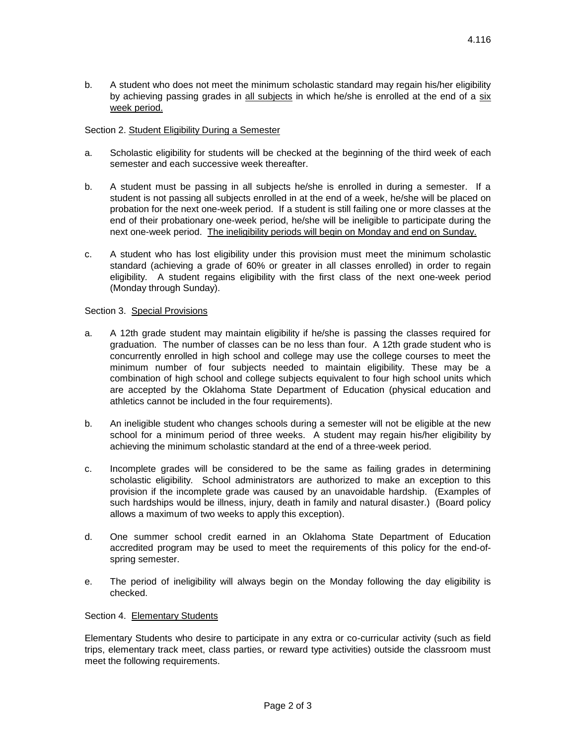b. A student who does not meet the minimum scholastic standard may regain his/her eligibility by achieving passing grades in <u>all subjects</u> in which he/she is enrolled at the end of a <u>six week period.</u>

Section 2. <u>Student Eligibility During a Semester</u>

a. Scholastic eligibility for students will be checked at the beginning of the third week of each semester and each successive week thereafter.

b. A student must be passing in all subjects he/she is enrolled in during a semester. If a student is not passing all subjects enrolled in at the end of a week, he/she will be placed on probation for the next one-week period. If a student is still failing one or more classes at the end of their probationary one-week period, he/she will be ineligible to participate during the next one-week period. <u>The ineligibility periods will begin on Monday and end on Sunday.</u>

c. A student who has lost eligibility under this provision must meet the minimum scholastic standard (achieving a grade of 60% or greater in all classes enrolled) in order to regain eligibility. A student regains eligibility with the first class of the next one-week period (Monday through Sunday).

Section 3. <u>Special Provisions</u>

a. A 12th grade student may maintain eligibility if he/she is passing the classes required for graduation. The number of classes can be no less than four. A 12th grade student who is concurrently enrolled in high school and college may use the college courses to meet the minimum number of four subjects needed to maintain eligibility. These may be a combination of high school and college subjects equivalent to four high school units which are accepted by the Oklahoma State Department of Education (physical education and athletics cannot be included in the four requirements).

b. An ineligible student who changes schools during a semester will not be eligible at the new school for a minimum period of three weeks. A student may regain his/her eligibility by achieving the minimum scholastic standard at the end of a three-week period.

c. Incomplete grades will be considered to be the same as failing grades in determining scholastic eligibility. School administrators are authorized to make an exception to this provision if the incomplete grade was caused by an unavoidable hardship. (Examples of such hardships would be illness, injury, death in family and natural disaster.) (Board policy allows a maximum of two weeks to apply this exception).

d. One summer school credit earned in an Oklahoma State Department of Education accredited program may be used to meet the requirements of this policy for the end-of-spring semester.

e. The period of ineligibility will always begin on the Monday following the day eligibility is checked.

Section 4. <u>Elementary Students</u>

Elementary Students who desire to participate in any extra or co-curricular activity (such as field trips, elementary track meet, class parties, or reward type activities) outside the classroom must meet the following requirements.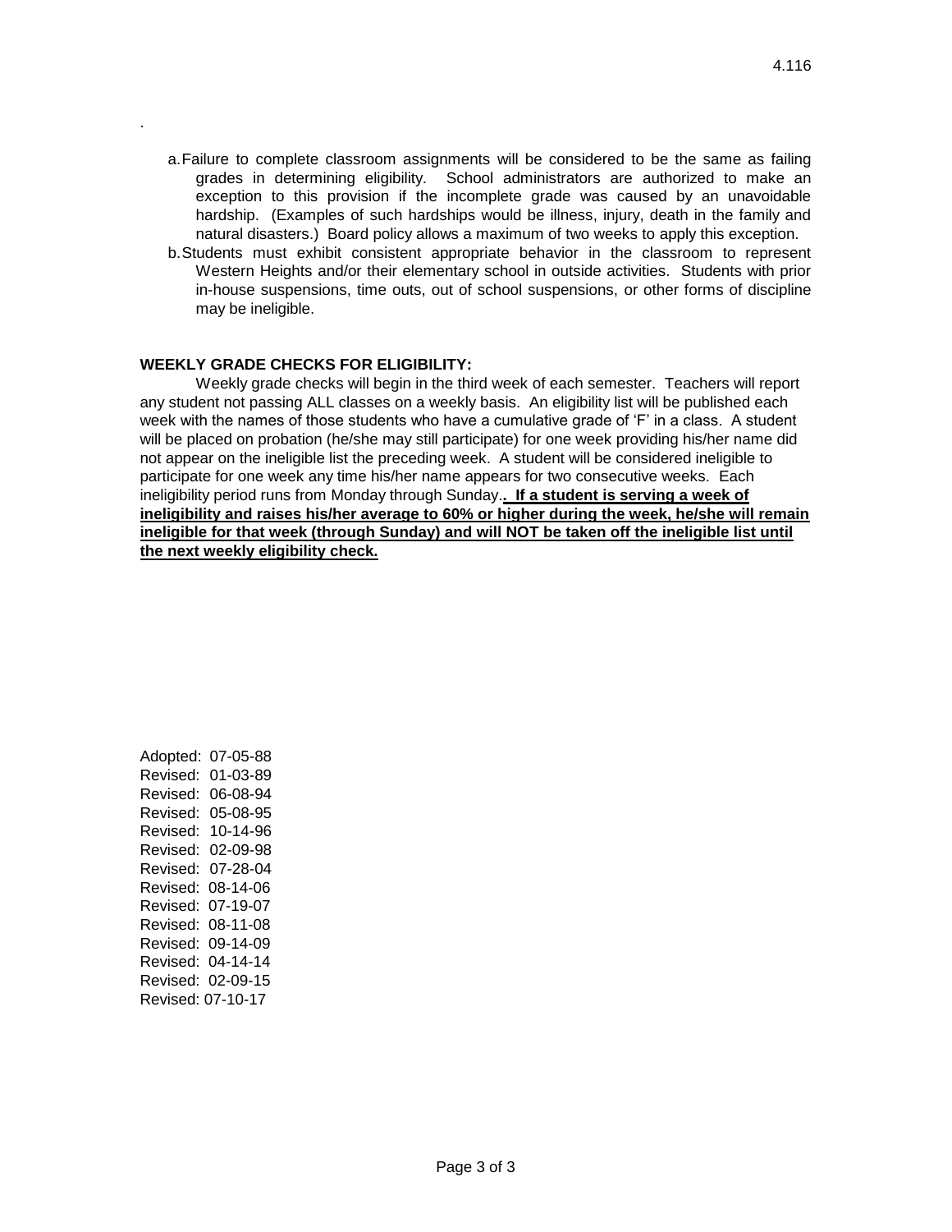.

a. Failure to complete classroom assignments will be considered to be the same as failing grades in determining eligibility. School administrators are authorized to make an exception to this provision if the incomplete grade was caused by an unavoidable hardship. (Examples of such hardships would be illness, injury, death in the family and natural disasters.) Board policy allows a maximum of two weeks to apply this exception.
b. Students must exhibit consistent appropriate behavior in the classroom to represent Western Heights and/or their elementary school in outside activities. Students with prior in-house suspensions, time outs, out of school suspensions, or other forms of discipline may be ineligible.

**WEEKLY GRADE CHECKS FOR ELIGIBILITY:**

Weekly grade checks will begin in the third week of each semester. Teachers will report any student not passing ALL classes on a weekly basis. An eligibility list will be published each week with the names of those students who have a cumulative grade of 'F' in a class. A student will be placed on probation (he/she may still participate) for one week providing his/her name did not appear on the ineligible list the preceding week. A student will be considered ineligible to participate for one week any time his/her name appears for two consecutive weeks. Each ineligibility period runs from Monday through Sunday**. If a student is serving a week of ineligibility and raises his/her average to 60% or higher during the week, he/she will remain ineligible for that week (through Sunday) and will NOT be taken off the ineligible list until the next weekly eligibility check.**

Adopted: 07-05-88
Revised: 01-03-89
Revised: 06-08-94
Revised: 05-08-95
Revised: 10-14-96
Revised: 02-09-98
Revised: 07-28-04
Revised: 08-14-06
Revised: 07-19-07
Revised: 08-11-08
Revised: 09-14-09
Revised: 04-14-14
Revised: 02-09-15
Revised: 07-10-17